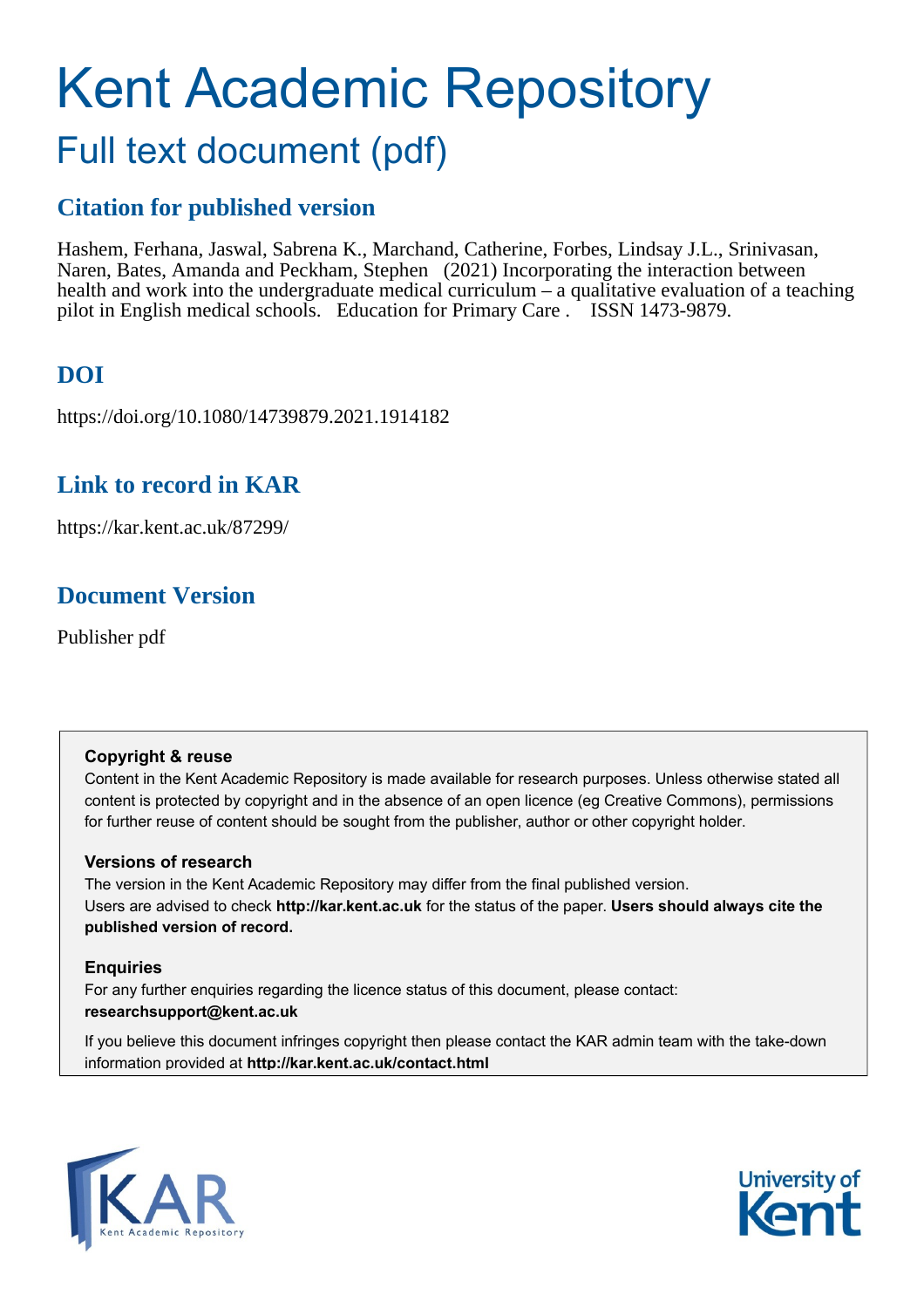# Kent Academic Repository

## Full text document (pdf)

## Citation for published version

Hashem, Ferhana, Jaswal, Sabrena K., Marchand, Catherine, Forbes, Lindsay J.L., Srinivasan, Naren, Bates, Amanda and Peckham, Stephen (2021) Incorporating the interaction between health and work into the undergraduate medical curriculum – a qualitative evaluation of a teaching pilot in English medical schools. Education for Primary Care . ISSN 1473-9879.

## DOI

https://doi.org/10.1080/14739879.2021.1914182

## Link to record in KAR

https://kar.kent.ac.uk/87299/

## Document Version

Publisher pdf

**Copyright & reuse**

Content in the Kent Academic Repository is made available for research purposes. Unless otherwise stated all content is protected by copyright and in the absence of an open licence (eg Creative Commons), permissions for further reuse of content should be sought from the publisher, author or other copyright holder.

**Versions of research**

The version in the Kent Academic Repository may differ from the final published version. Users are advised to check **http://kar.kent.ac.uk** for the status of the paper. **Users should always cite the published version of record.**

**Enquiries**

For any further enquiries regarding the licence status of this document, please contact: **researchsupport@kent.ac.uk**

If you believe this document infringes copyright then please contact the KAR admin team with the take-down information provided at **http://kar.kent.ac.uk/contact.html**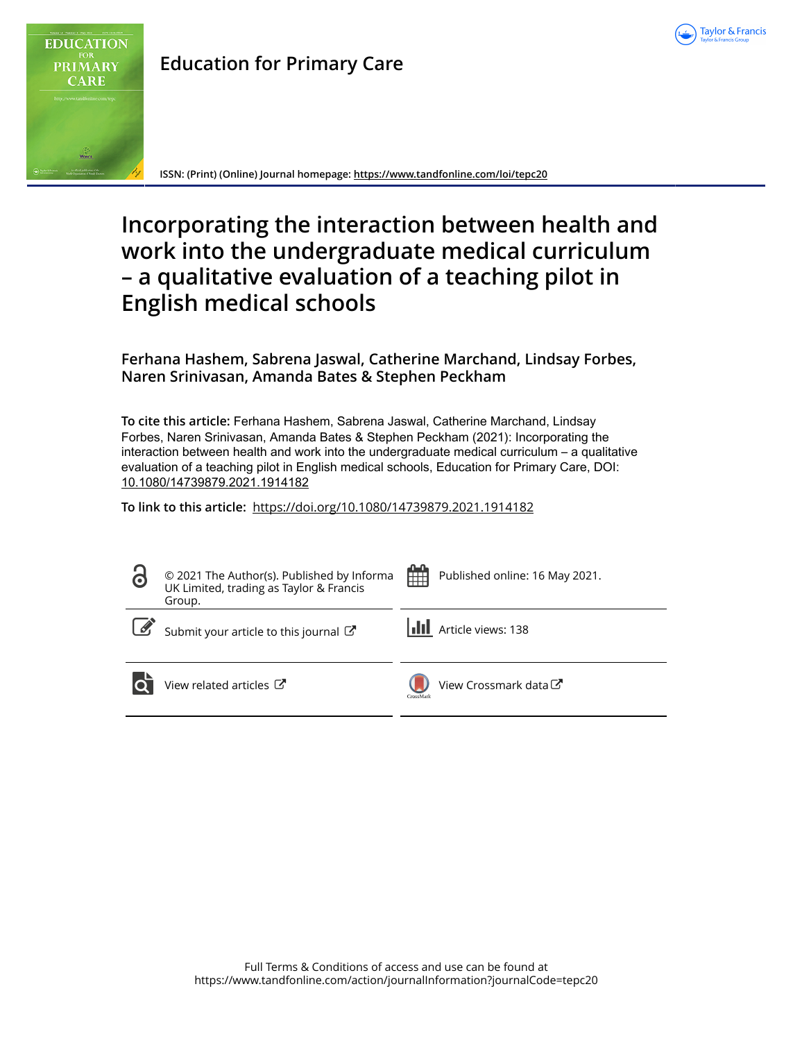# Education for Primary Care

ISSN: (Print) (Online) Journal homepage: https://www.tandfonline.com/loi/tepc20

# Incorporating the interaction between health and work into the undergraduate medical curriculum – a qualitative evaluation of a teaching pilot in English medical schools

**Ferhana Hashem, Sabrena Jaswal, Catherine Marchand, Lindsay Forbes, Naren Srinivasan, Amanda Bates & Stephen Peckham**

**To cite this article:** Ferhana Hashem, Sabrena Jaswal, Catherine Marchand, Lindsay Forbes, Naren Srinivasan, Amanda Bates & Stephen Peckham (2021): Incorporating the interaction between health and work into the undergraduate medical curriculum – a qualitative evaluation of a teaching pilot in English medical schools, Education for Primary Care, DOI: 10.1080/14739879.2021.1914182

**To link to this article:** https://doi.org/10.1080/14739879.2021.1914182

© 2021 The Author(s). Published by Informa UK Limited, trading as Taylor & Francis Group.

Published online: 16 May 2021.

Submit your article to this journal

Article views: 138

View related articles

View Crossmark data

Full Terms & Conditions of access and use can be found at
https://www.tandfonline.com/action/journalInformation?journalCode=tepc20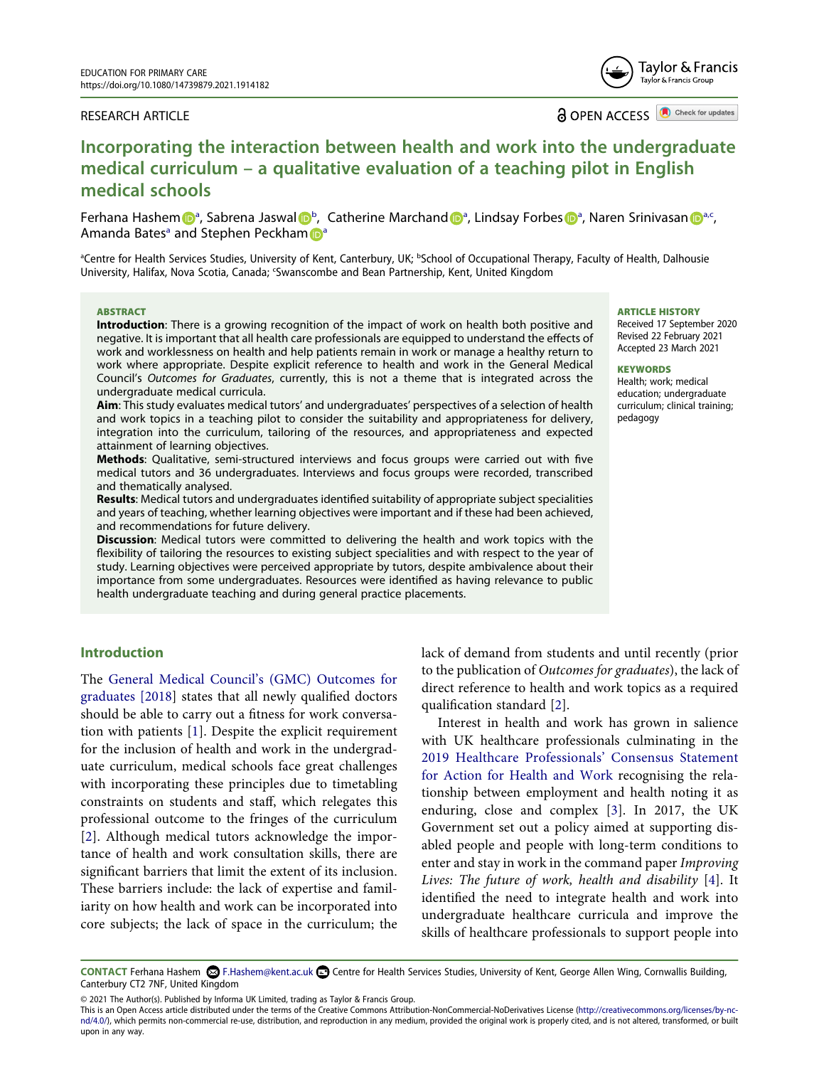# Incorporating the interaction between health and work into the undergraduate medical curriculum – a qualitative evaluation of a teaching pilot in English medical schools

Ferhana Hashem[a], Sabrena Jaswal[b], Catherine Marchand[a], Lindsay Forbes[a], Naren Srinivasan[a,c], Amanda Bates[a] and Stephen Peckham[a]

[a]Centre for Health Services Studies, University of Kent, Canterbury, UK; [b]School of Occupational Therapy, Faculty of Health, Dalhousie University, Halifax, Nova Scotia, Canada; [c]Swanscombe and Bean Partnership, Kent, United Kingdom

RESEARCH ARTICLE

OPEN ACCESS

## ABSTRACT

**Introduction**: There is a growing recognition of the impact of work on health both positive and negative. It is important that all health care professionals are equipped to understand the effects of work and worklessness on health and help patients remain in work or manage a healthy return to work where appropriate. Despite explicit reference to health and work in the General Medical Council's *Outcomes for Graduates*, currently, this is not a theme that is integrated across the undergraduate medical curricula.

**Aim**: This study evaluates medical tutors' and undergraduates' perspectives of a selection of health and work topics in a teaching pilot to consider the suitability and appropriateness for delivery, integration into the curriculum, tailoring of the resources, and appropriateness and expected attainment of learning objectives.

**Methods**: Qualitative, semi-structured interviews and focus groups were carried out with five medical tutors and 36 undergraduates. Interviews and focus groups were recorded, transcribed and thematically analysed.

**Results**: Medical tutors and undergraduates identified suitability of appropriate subject specialities and years of teaching, whether learning objectives were important and if these had been achieved, and recommendations for future delivery.

**Discussion**: Medical tutors were committed to delivering the health and work topics with the flexibility of tailoring the resources to existing subject specialities and with respect to the year of study. Learning objectives were perceived appropriate by tutors, despite ambivalence about their importance from some undergraduates. Resources were identified as having relevance to public health undergraduate teaching and during general practice placements.

**ARTICLE HISTORY**
Received 17 September 2020
Revised 22 February 2021
Accepted 23 March 2021

**KEYWORDS**
Health; work; medical education; undergraduate curriculum; clinical training; pedagogy

## Introduction

The General Medical Council's (GMC) Outcomes for graduates [2018] states that all newly qualified doctors should be able to carry out a fitness for work conversation with patients [1]. Despite the explicit requirement for the inclusion of health and work in the undergraduate curriculum, medical schools face great challenges with incorporating these principles due to timetabling constraints on students and staff, which relegates this professional outcome to the fringes of the curriculum [2]. Although medical tutors acknowledge the importance of health and work consultation skills, there are significant barriers that limit the extent of its inclusion. These barriers include: the lack of expertise and familiarity on how health and work can be incorporated into core subjects; the lack of space in the curriculum; the lack of demand from students and until recently (prior to the publication of *Outcomes for graduates*), the lack of direct reference to health and work topics as a required qualification standard [2].

Interest in health and work has grown in salience with UK healthcare professionals culminating in the 2019 Healthcare Professionals' Consensus Statement for Action for Health and Work recognising the relationship between employment and health noting it as enduring, close and complex [3]. In 2017, the UK Government set out a policy aimed at supporting disabled people and people with long-term conditions to enter and stay in work in the command paper *Improving Lives: The future of work, health and disability* [4]. It identified the need to integrate health and work into undergraduate healthcare curricula and improve the skills of healthcare professionals to support people into

**CONTACT** Ferhana Hashem F.Hashem@kent.ac.uk Centre for Health Services Studies, University of Kent, George Allen Wing, Cornwallis Building, Canterbury CT2 7NF, United Kingdom

© 2021 The Author(s). Published by Informa UK Limited, trading as Taylor & Francis Group.
This is an Open Access article distributed under the terms of the Creative Commons Attribution-NonCommercial-NoDerivatives License (http://creativecommons.org/licenses/by-nc-nd/4.0/), which permits non-commercial re-use, distribution, and reproduction in any medium, provided the original work is properly cited, and is not altered, transformed, or built upon in any way.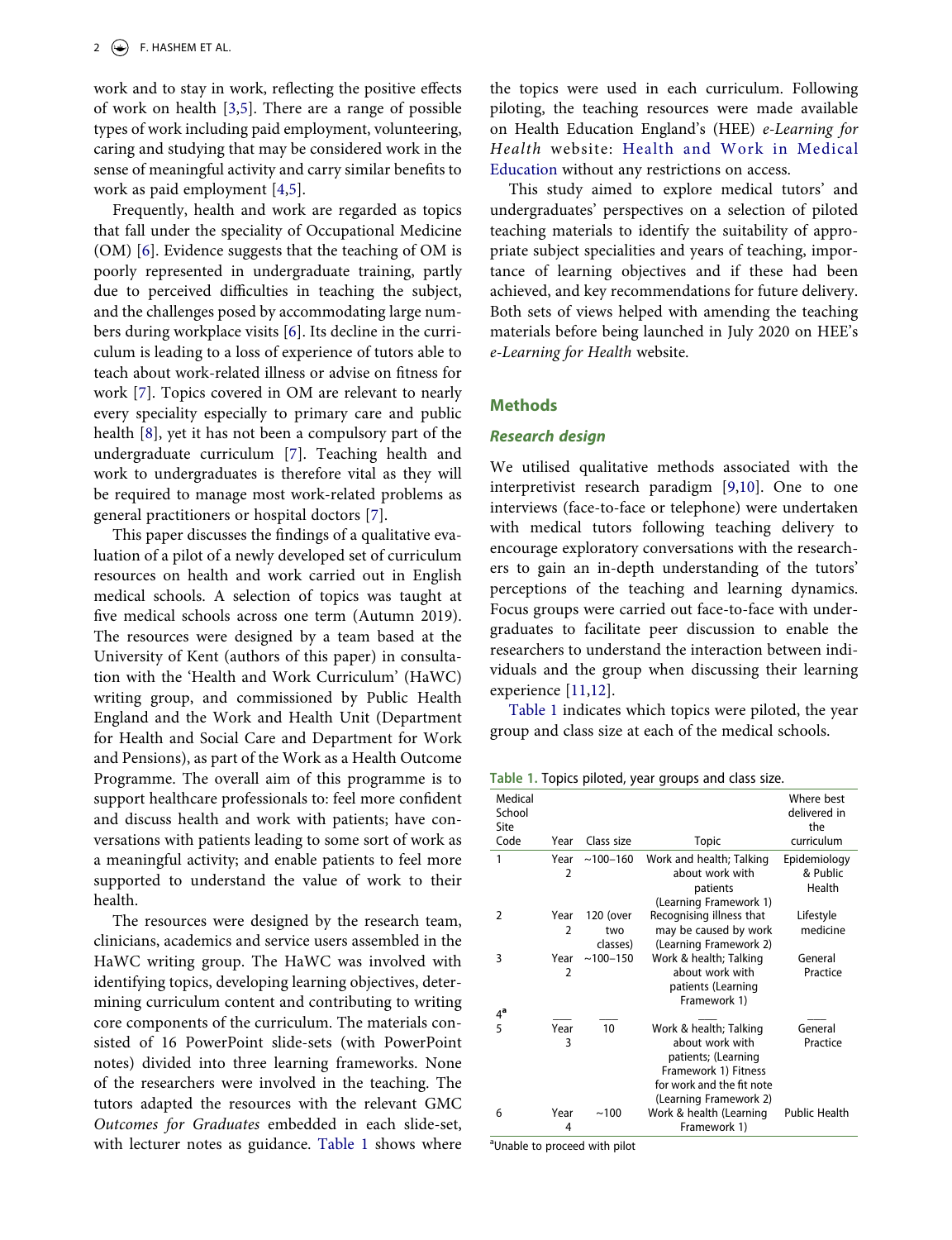work and to stay in work, reflecting the positive effects of work on health [3,5]. There are a range of possible types of work including paid employment, volunteering, caring and studying that may be considered work in the sense of meaningful activity and carry similar benefits to work as paid employment [4,5].

Frequently, health and work are regarded as topics that fall under the speciality of Occupational Medicine (OM) [6]. Evidence suggests that the teaching of OM is poorly represented in undergraduate training, partly due to perceived difficulties in teaching the subject, and the challenges posed by accommodating large numbers during workplace visits [6]. Its decline in the curriculum is leading to a loss of experience of tutors able to teach about work-related illness or advise on fitness for work [7]. Topics covered in OM are relevant to nearly every speciality especially to primary care and public health [8], yet it has not been a compulsory part of the undergraduate curriculum [7]. Teaching health and work to undergraduates is therefore vital as they will be required to manage most work-related problems as general practitioners or hospital doctors [7].

This paper discusses the findings of a qualitative evaluation of a pilot of a newly developed set of curriculum resources on health and work carried out in English medical schools. A selection of topics was taught at five medical schools across one term (Autumn 2019). The resources were designed by a team based at the University of Kent (authors of this paper) in consultation with the 'Health and Work Curriculum' (HaWC) writing group, and commissioned by Public Health England and the Work and Health Unit (Department for Health and Social Care and Department for Work and Pensions), as part of the Work as a Health Outcome Programme. The overall aim of this programme is to support healthcare professionals to: feel more confident and discuss health and work with patients; have conversations with patients leading to some sort of work as a meaningful activity; and enable patients to feel more supported to understand the value of work to their health.

The resources were designed by the research team, clinicians, academics and service users assembled in the HaWC writing group. The HaWC was involved with identifying topics, developing learning objectives, determining curriculum content and contributing to writing core components of the curriculum. The materials consisted of 16 PowerPoint slide-sets (with PowerPoint notes) divided into three learning frameworks. None of the researchers were involved in the teaching. The tutors adapted the resources with the relevant GMC *Outcomes for Graduates* embedded in each slide-set, with lecturer notes as guidance. Table 1 shows where the topics were used in each curriculum. Following piloting, the teaching resources were made available on Health Education England's (HEE) *e-Learning for Health* website: Health and Work in Medical Education without any restrictions on access.

This study aimed to explore medical tutors' and undergraduates' perspectives on a selection of piloted teaching materials to identify the suitability of appropriate subject specialities and years of teaching, importance of learning objectives and if these had been achieved, and key recommendations for future delivery. Both sets of views helped with amending the teaching materials before being launched in July 2020 on HEE's *e-Learning for Health* website.

## Methods

### Research design

We utilised qualitative methods associated with the interpretivist research paradigm [9,10]. One to one interviews (face-to-face or telephone) were undertaken with medical tutors following teaching delivery to encourage exploratory conversations with the researchers to gain an in-depth understanding of the tutors' perceptions of the teaching and learning dynamics. Focus groups were carried out face-to-face with undergraduates to facilitate peer discussion to enable the researchers to understand the interaction between individuals and the group when discussing their learning experience [11,12].

Table 1 indicates which topics were piloted, the year group and class size at each of the medical schools.

Table 1. Topics piloted, year groups and class size.

| Medical School Site Code | Year | Class size | Topic | Where best delivered in the curriculum |
|---|---|---|---|---|
| 1 | Year 2 | ~100–160 | Work and health; Talking about work with patients (Learning Framework 1) | Epidemiology & Public Health |
| 2 | Year 2 | 120 (over two classes) | Recognising illness that may be caused by work (Learning Framework 2) | Lifestyle medicine |
| 3 | Year 2 | ~100–150 | Work & health; Talking about work with patients (Learning Framework 1) | General Practice |
| 4[a] | ___ | ___ | ___ | ___ |
| 5 | Year 3 | 10 | Work & health; Talking about work with patients; (Learning Framework 1) Fitness for work and the fit note (Learning Framework 2) | General Practice |
| 6 | Year 4 | ~100 | Work & health (Learning Framework 1) | Public Health |

[a]Unable to proceed with pilot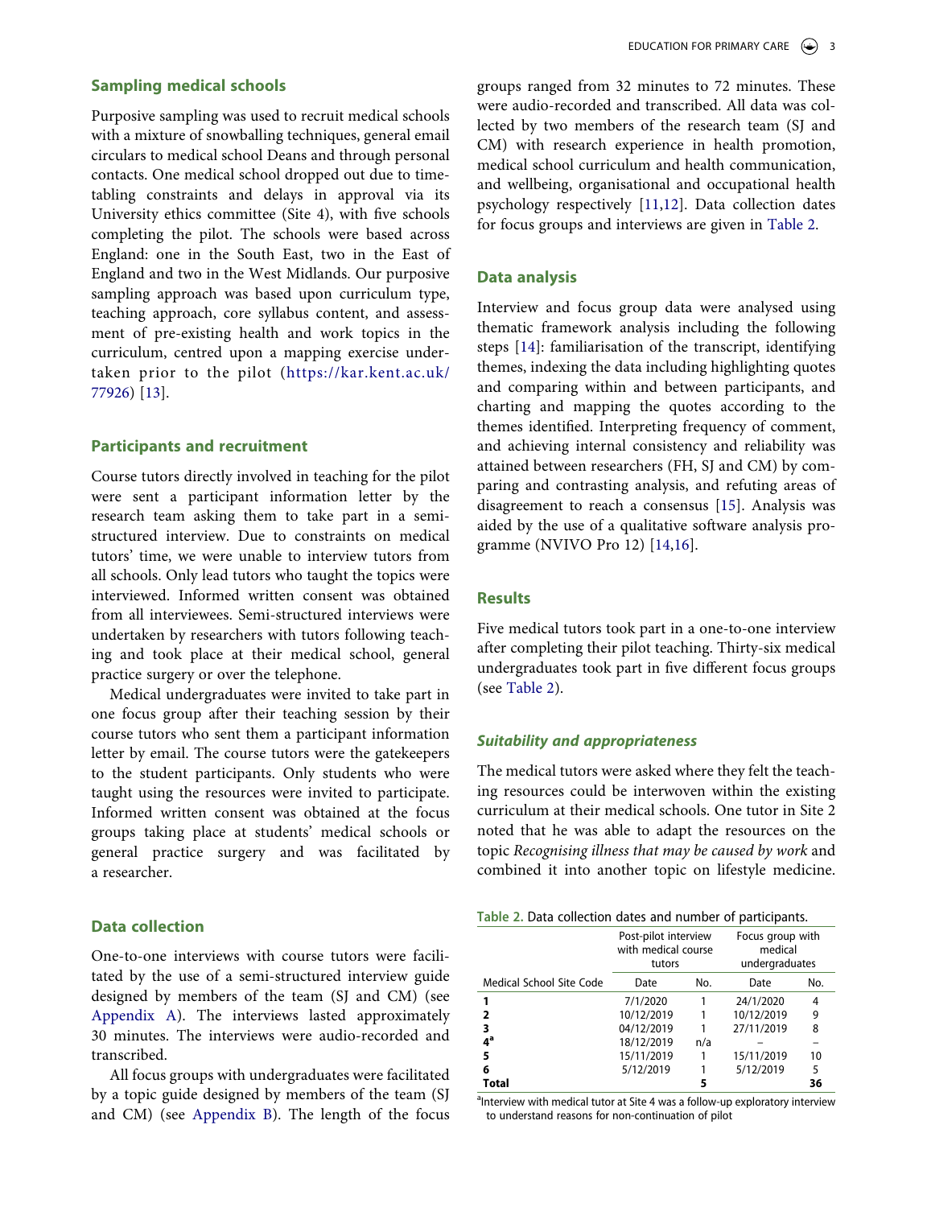## Sampling medical schools

Purposive sampling was used to recruit medical schools with a mixture of snowballing techniques, general email circulars to medical school Deans and through personal contacts. One medical school dropped out due to timetabling constraints and delays in approval via its University ethics committee (Site 4), with five schools completing the pilot. The schools were based across England: one in the South East, two in the East of England and two in the West Midlands. Our purposive sampling approach was based upon curriculum type, teaching approach, core syllabus content, and assessment of pre-existing health and work topics in the curriculum, centred upon a mapping exercise undertaken prior to the pilot (https://kar.kent.ac.uk/77926) [13].

## Participants and recruitment

Course tutors directly involved in teaching for the pilot were sent a participant information letter by the research team asking them to take part in a semi-structured interview. Due to constraints on medical tutors' time, we were unable to interview tutors from all schools. Only lead tutors who taught the topics were interviewed. Informed written consent was obtained from all interviewees. Semi-structured interviews were undertaken by researchers with tutors following teaching and took place at their medical school, general practice surgery or over the telephone.

Medical undergraduates were invited to take part in one focus group after their teaching session by their course tutors who sent them a participant information letter by email. The course tutors were the gatekeepers to the student participants. Only students who were taught using the resources were invited to participate. Informed written consent was obtained at the focus groups taking place at students' medical schools or general practice surgery and was facilitated by a researcher.

## Data collection

One-to-one interviews with course tutors were facilitated by the use of a semi-structured interview guide designed by members of the team (SJ and CM) (see Appendix A). The interviews lasted approximately 30 minutes. The interviews were audio-recorded and transcribed.

All focus groups with undergraduates were facilitated by a topic guide designed by members of the team (SJ and CM) (see Appendix B). The length of the focus groups ranged from 32 minutes to 72 minutes. These were audio-recorded and transcribed. All data was collected by two members of the research team (SJ and CM) with research experience in health promotion, medical school curriculum and health communication, and wellbeing, organisational and occupational health psychology respectively [11,12]. Data collection dates for focus groups and interviews are given in Table 2.

## Data analysis

Interview and focus group data were analysed using thematic framework analysis including the following steps [14]: familiarisation of the transcript, identifying themes, indexing the data including highlighting quotes and comparing within and between participants, and charting and mapping the quotes according to the themes identified. Interpreting frequency of comment, and achieving internal consistency and reliability was attained between researchers (FH, SJ and CM) by comparing and contrasting analysis, and refuting areas of disagreement to reach a consensus [15]. Analysis was aided by the use of a qualitative software analysis programme (NVIVO Pro 12) [14,16].

## Results

Five medical tutors took part in a one-to-one interview after completing their pilot teaching. Thirty-six medical undergraduates took part in five different focus groups (see Table 2).

### *Suitability and appropriateness*

The medical tutors were asked where they felt the teaching resources could be interwoven within the existing curriculum at their medical schools. One tutor in Site 2 noted that he was able to adapt the resources on the topic *Recognising illness that may be caused by work* and combined it into another topic on lifestyle medicine.

Table 2. Data collection dates and number of participants.

| | Post-pilot interview with medical course tutors | | Focus group with medical undergraduates | |
|---|---|---|---|---|
| Medical School Site Code | Date | No. | Date | No. |
| **1** | 7/1/2020 | 1 | 24/1/2020 | 4 |
| **2** | 10/12/2019 | 1 | 10/12/2019 | 9 |
| **3** | 04/12/2019 | 1 | 27/11/2019 | 8 |
| **4**[a] | 18/12/2019 | n/a | – | – |
| **5** | 15/11/2019 | 1 | 15/11/2019 | 10 |
| **6** | 5/12/2019 | 1 | 5/12/2019 | 5 |
| **Total** | | **5** | | **36** |

[a]Interview with medical tutor at Site 4 was a follow-up exploratory interview to understand reasons for non-continuation of pilot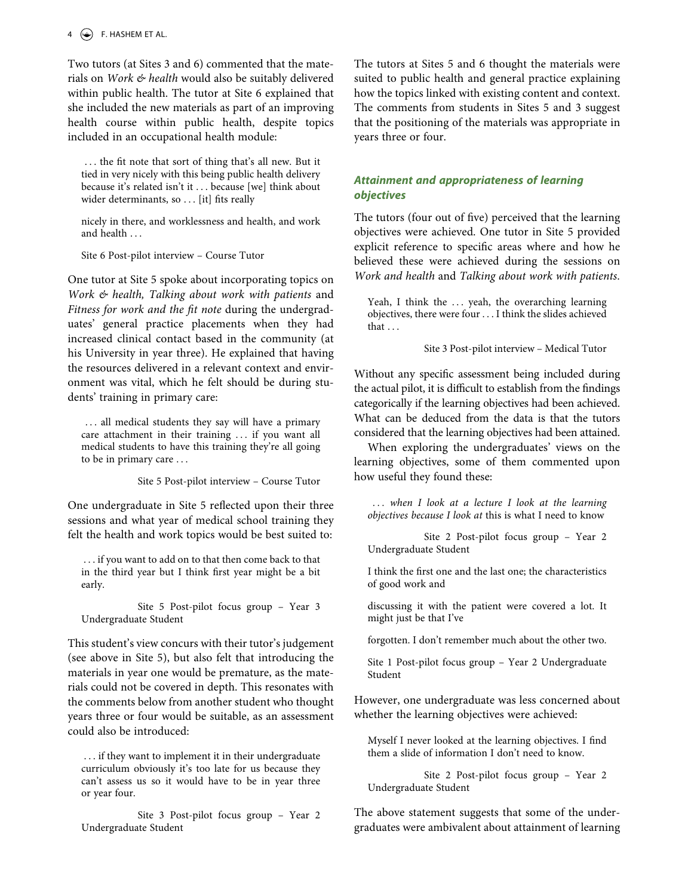Two tutors (at Sites 3 and 6) commented that the materials on *Work & health* would also be suitably delivered within public health. The tutor at Site 6 explained that she included the new materials as part of an improving health course within public health, despite topics included in an occupational health module:

> . . . the fit note that sort of thing that's all new. But it tied in very nicely with this being public health delivery because it's related isn't it . . . because [we] think about wider determinants, so . . . [it] fits really
>
> nicely in there, and worklessness and health, and work and health . . .
>
> Site 6 Post-pilot interview – Course Tutor

One tutor at Site 5 spoke about incorporating topics on *Work & health, Talking about work with patients* and *Fitness for work and the fit note* during the undergraduates' general practice placements when they had increased clinical contact based in the community (at his University in year three). He explained that having the resources delivered in a relevant context and environment was vital, which he felt should be during students' training in primary care:

> . . . all medical students they say will have a primary care attachment in their training . . . if you want all medical students to have this training they're all going to be in primary care . . .
>
> Site 5 Post-pilot interview – Course Tutor

One undergraduate in Site 5 reflected upon their three sessions and what year of medical school training they felt the health and work topics would be best suited to:

> . . . if you want to add on to that then come back to that in the third year but I think first year might be a bit early.
>
> Site 5 Post-pilot focus group – Year 3 Undergraduate Student

This student's view concurs with their tutor's judgement (see above in Site 5), but also felt that introducing the materials in year one would be premature, as the materials could not be covered in depth. This resonates with the comments below from another student who thought years three or four would be suitable, as an assessment could also be introduced:

> . . . if they want to implement it in their undergraduate curriculum obviously it's too late for us because they can't assess us so it would have to be in year three or year four.
>
> Site 3 Post-pilot focus group – Year 2 Undergraduate Student

The tutors at Sites 5 and 6 thought the materials were suited to public health and general practice explaining how the topics linked with existing content and context. The comments from students in Sites 5 and 3 suggest that the positioning of the materials was appropriate in years three or four.

### Attainment and appropriateness of learning objectives

The tutors (four out of five) perceived that the learning objectives were achieved. One tutor in Site 5 provided explicit reference to specific areas where and how he believed these were achieved during the sessions on *Work and health* and *Talking about work with patients*.

> Yeah, I think the . . . yeah, the overarching learning objectives, there were four . . . I think the slides achieved that . . .
>
> Site 3 Post-pilot interview – Medical Tutor

Without any specific assessment being included during the actual pilot, it is difficult to establish from the findings categorically if the learning objectives had been achieved. What can be deduced from the data is that the tutors considered that the learning objectives had been attained.

When exploring the undergraduates' views on the learning objectives, some of them commented upon how useful they found these:

> *. . . when I look at a lecture I look at the learning objectives because I look at* this is what I need to know
>
> Site 2 Post-pilot focus group – Year 2 Undergraduate Student

> I think the first one and the last one; the characteristics of good work and
>
> discussing it with the patient were covered a lot. It might just be that I've
>
> forgotten. I don't remember much about the other two.
>
> Site 1 Post-pilot focus group – Year 2 Undergraduate Student

However, one undergraduate was less concerned about whether the learning objectives were achieved:

> Myself I never looked at the learning objectives. I find them a slide of information I don't need to know.
>
> Site 2 Post-pilot focus group – Year 2 Undergraduate Student

The above statement suggests that some of the undergraduates were ambivalent about attainment of learning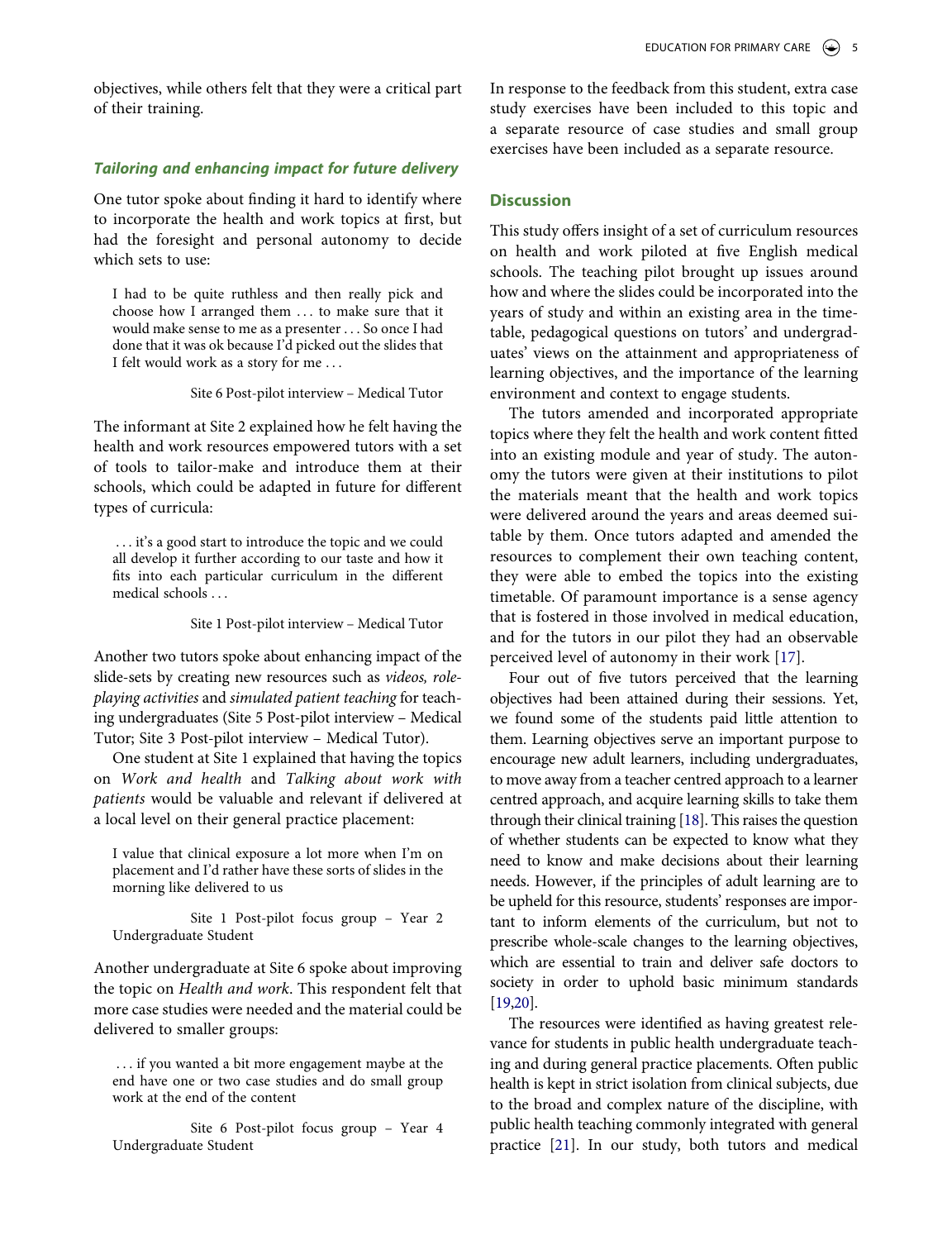objectives, while others felt that they were a critical part of their training.

### *Tailoring and enhancing impact for future delivery*

One tutor spoke about finding it hard to identify where to incorporate the health and work topics at first, but had the foresight and personal autonomy to decide which sets to use:

> I had to be quite ruthless and then really pick and choose how I arranged them ... to make sure that it would make sense to me as a presenter ... So once I had done that it was ok because I'd picked out the slides that I felt would work as a story for me ...
>
> Site 6 Post-pilot interview – Medical Tutor

The informant at Site 2 explained how he felt having the health and work resources empowered tutors with a set of tools to tailor-make and introduce them at their schools, which could be adapted in future for different types of curricula:

> ... it's a good start to introduce the topic and we could all develop it further according to our taste and how it fits into each particular curriculum in the different medical schools ...
>
> Site 1 Post-pilot interview – Medical Tutor

Another two tutors spoke about enhancing impact of the slide-sets by creating new resources such as *videos, role-playing activities* and *simulated patient teaching* for teaching undergraduates (Site 5 Post-pilot interview – Medical Tutor; Site 3 Post-pilot interview – Medical Tutor).

One student at Site 1 explained that having the topics on *Work and health* and *Talking about work with patients* would be valuable and relevant if delivered at a local level on their general practice placement:

> I value that clinical exposure a lot more when I'm on placement and I'd rather have these sorts of slides in the morning like delivered to us
>
> Site 1 Post-pilot focus group – Year 2 Undergraduate Student

Another undergraduate at Site 6 spoke about improving the topic on *Health and work*. This respondent felt that more case studies were needed and the material could be delivered to smaller groups:

> ... if you wanted a bit more engagement maybe at the end have one or two case studies and do small group work at the end of the content
>
> Site 6 Post-pilot focus group – Year 4 Undergraduate Student

In response to the feedback from this student, extra case study exercises have been included to this topic and a separate resource of case studies and small group exercises have been included as a separate resource.

## Discussion

This study offers insight of a set of curriculum resources on health and work piloted at five English medical schools. The teaching pilot brought up issues around how and where the slides could be incorporated into the years of study and within an existing area in the timetable, pedagogical questions on tutors' and undergraduates' views on the attainment and appropriateness of learning objectives, and the importance of the learning environment and context to engage students.

The tutors amended and incorporated appropriate topics where they felt the health and work content fitted into an existing module and year of study. The autonomy the tutors were given at their institutions to pilot the materials meant that the health and work topics were delivered around the years and areas deemed suitable by them. Once tutors adapted and amended the resources to complement their own teaching content, they were able to embed the topics into the existing timetable. Of paramount importance is a sense agency that is fostered in those involved in medical education, and for the tutors in our pilot they had an observable perceived level of autonomy in their work [17].

Four out of five tutors perceived that the learning objectives had been attained during their sessions. Yet, we found some of the students paid little attention to them. Learning objectives serve an important purpose to encourage new adult learners, including undergraduates, to move away from a teacher centred approach to a learner centred approach, and acquire learning skills to take them through their clinical training [18]. This raises the question of whether students can be expected to know what they need to know and make decisions about their learning needs. However, if the principles of adult learning are to be upheld for this resource, students' responses are important to inform elements of the curriculum, but not to prescribe whole-scale changes to the learning objectives, which are essential to train and deliver safe doctors to society in order to uphold basic minimum standards [19,20].

The resources were identified as having greatest relevance for students in public health undergraduate teaching and during general practice placements. Often public health is kept in strict isolation from clinical subjects, due to the broad and complex nature of the discipline, with public health teaching commonly integrated with general practice [21]. In our study, both tutors and medical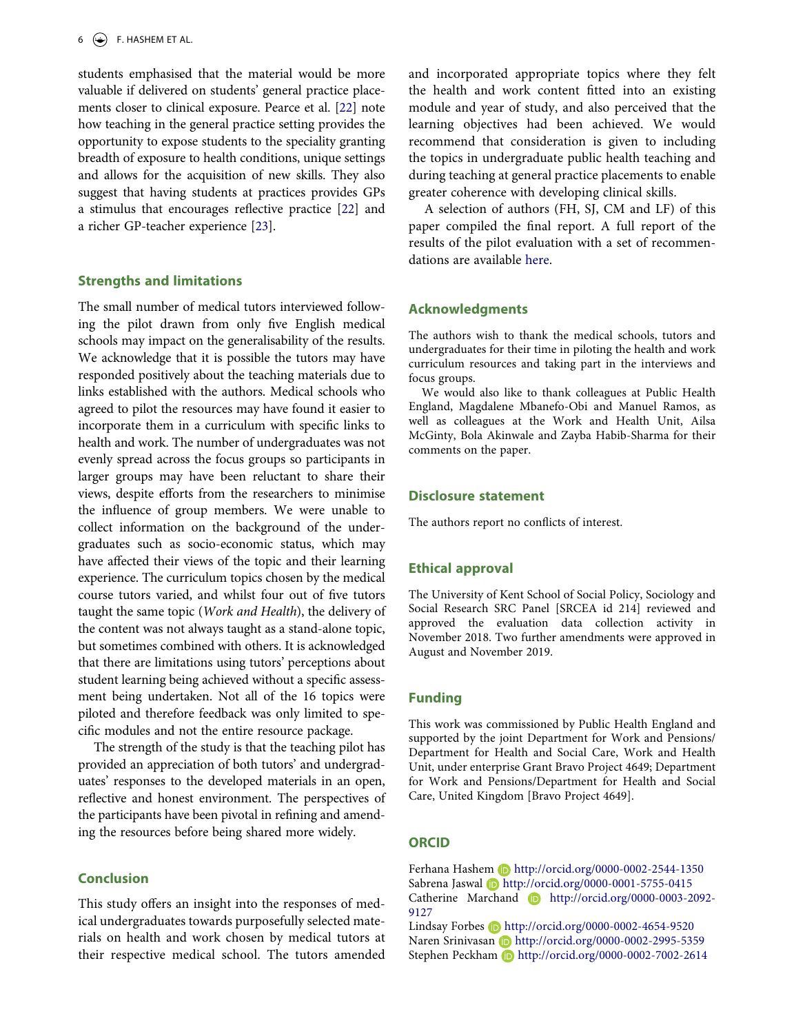students emphasised that the material would be more valuable if delivered on students' general practice placements closer to clinical exposure. Pearce et al. [22] note how teaching in the general practice setting provides the opportunity to expose students to the speciality granting breadth of exposure to health conditions, unique settings and allows for the acquisition of new skills. They also suggest that having students at practices provides GPs a stimulus that encourages reflective practice [22] and a richer GP-teacher experience [23].

## Strengths and limitations

The small number of medical tutors interviewed following the pilot drawn from only five English medical schools may impact on the generalisability of the results. We acknowledge that it is possible the tutors may have responded positively about the teaching materials due to links established with the authors. Medical schools who agreed to pilot the resources may have found it easier to incorporate them in a curriculum with specific links to health and work. The number of undergraduates was not evenly spread across the focus groups so participants in larger groups may have been reluctant to share their views, despite efforts from the researchers to minimise the influence of group members. We were unable to collect information on the background of the undergraduates such as socio-economic status, which may have affected their views of the topic and their learning experience. The curriculum topics chosen by the medical course tutors varied, and whilst four out of five tutors taught the same topic (*Work and Health*), the delivery of the content was not always taught as a stand-alone topic, but sometimes combined with others. It is acknowledged that there are limitations using tutors' perceptions about student learning being achieved without a specific assessment being undertaken. Not all of the 16 topics were piloted and therefore feedback was only limited to specific modules and not the entire resource package.

The strength of the study is that the teaching pilot has provided an appreciation of both tutors' and undergraduates' responses to the developed materials in an open, reflective and honest environment. The perspectives of the participants have been pivotal in refining and amending the resources before being shared more widely.

## Conclusion

This study offers an insight into the responses of medical undergraduates towards purposefully selected materials on health and work chosen by medical tutors at their respective medical school. The tutors amended and incorporated appropriate topics where they felt the health and work content fitted into an existing module and year of study, and also perceived that the learning objectives had been achieved. We would recommend that consideration is given to including the topics in undergraduate public health teaching and during teaching at general practice placements to enable greater coherence with developing clinical skills.

A selection of authors (FH, SJ, CM and LF) of this paper compiled the final report. A full report of the results of the pilot evaluation with a set of recommendations are available here.

## Acknowledgments

The authors wish to thank the medical schools, tutors and undergraduates for their time in piloting the health and work curriculum resources and taking part in the interviews and focus groups.

We would also like to thank colleagues at Public Health England, Magdalene Mbanefo-Obi and Manuel Ramos, as well as colleagues at the Work and Health Unit, Ailsa McGinty, Bola Akinwale and Zayba Habib-Sharma for their comments on the paper.

## Disclosure statement

The authors report no conflicts of interest.

## Ethical approval

The University of Kent School of Social Policy, Sociology and Social Research SRC Panel [SRCEA id 214] reviewed and approved the evaluation data collection activity in November 2018. Two further amendments were approved in August and November 2019.

## Funding

This work was commissioned by Public Health England and supported by the joint Department for Work and Pensions/Department for Health and Social Care, Work and Health Unit, under enterprise Grant Bravo Project 4649; Department for Work and Pensions/Department for Health and Social Care, United Kingdom [Bravo Project 4649].

## ORCID

Ferhana Hashem http://orcid.org/0000-0002-2544-1350
Sabrena Jaswal http://orcid.org/0000-0001-5755-0415
Catherine Marchand http://orcid.org/0000-0003-2092-9127
Lindsay Forbes http://orcid.org/0000-0002-4654-9520
Naren Srinivasan http://orcid.org/0000-0002-2995-5359
Stephen Peckham http://orcid.org/0000-0002-7002-2614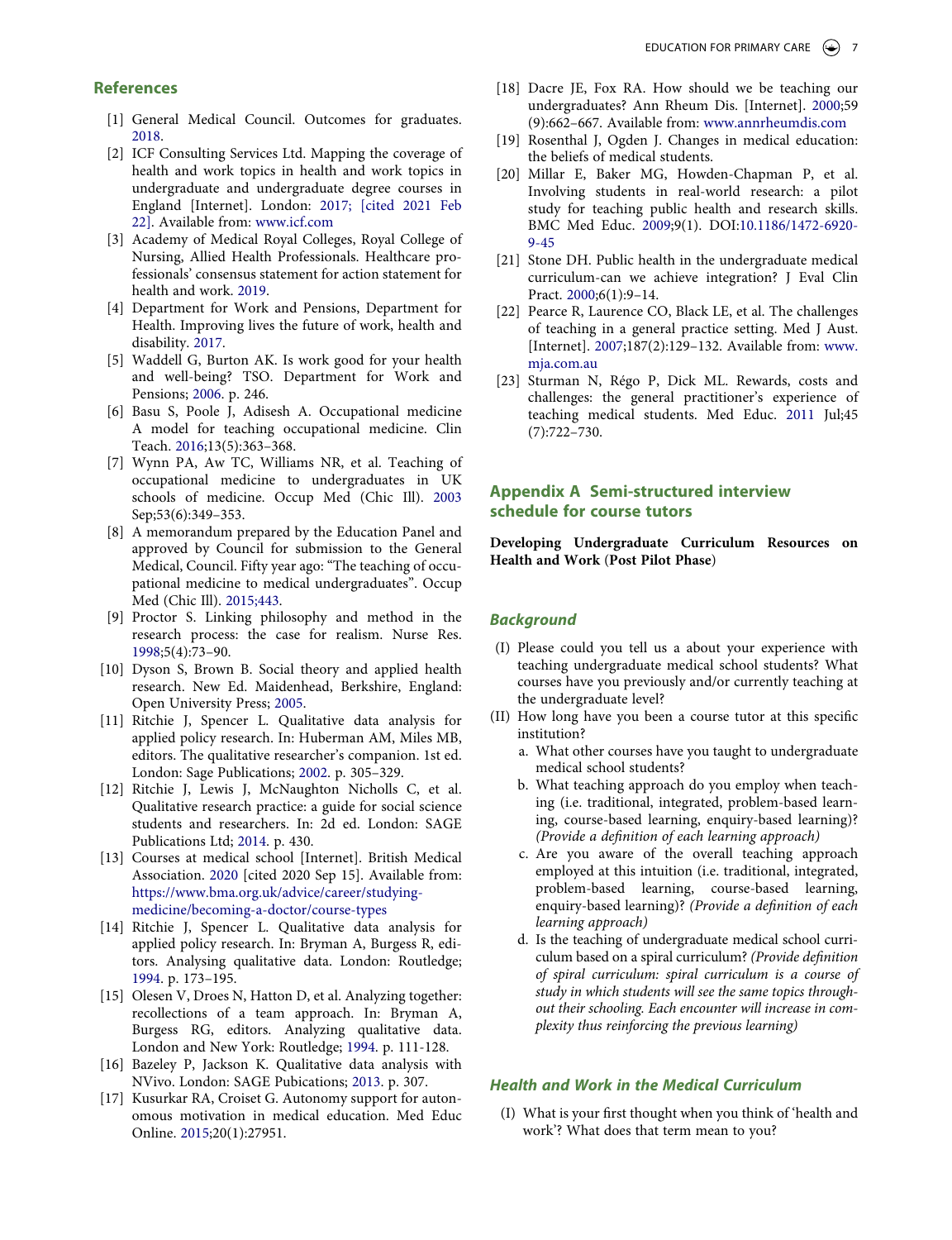## References

[1] General Medical Council. Outcomes for graduates. 2018.

[2] ICF Consulting Services Ltd. Mapping the coverage of health and work topics in health and work topics in undergraduate and undergraduate degree courses in England [Internet]. London: 2017; [cited 2021 Feb 22]. Available from: www.icf.com

[3] Academy of Medical Royal Colleges, Royal College of Nursing, Allied Health Professionals. Healthcare professionals' consensus statement for action statement for health and work. 2019.

[4] Department for Work and Pensions, Department for Health. Improving lives the future of work, health and disability. 2017.

[5] Waddell G, Burton AK. Is work good for your health and well-being? TSO. Department for Work and Pensions; 2006. p. 246.

[6] Basu S, Poole J, Adisesh A. Occupational medicine A model for teaching occupational medicine. Clin Teach. 2016;13(5):363–368.

[7] Wynn PA, Aw TC, Williams NR, et al. Teaching of occupational medicine to undergraduates in UK schools of medicine. Occup Med (Chic Ill). 2003 Sep;53(6):349–353.

[8] A memorandum prepared by the Education Panel and approved by Council for submission to the General Medical, Council. Fifty year ago: "The teaching of occupational medicine to medical undergraduates". Occup Med (Chic Ill). 2015;443.

[9] Proctor S. Linking philosophy and method in the research process: the case for realism. Nurse Res. 1998;5(4):73–90.

[10] Dyson S, Brown B. Social theory and applied health research. New Ed. Maidenhead, Berkshire, England: Open University Press; 2005.

[11] Ritchie J, Spencer L. Qualitative data analysis for applied policy research. In: Huberman AM, Miles MB, editors. The qualitative researcher's companion. 1st ed. London: Sage Publications; 2002. p. 305–329.

[12] Ritchie J, Lewis J, McNaughton Nicholls C, et al. Qualitative research practice: a guide for social science students and researchers. In: 2d ed. London: SAGE Publications Ltd; 2014. p. 430.

[13] Courses at medical school [Internet]. British Medical Association. 2020 [cited 2020 Sep 15]. Available from: https://www.bma.org.uk/advice/career/studying-medicine/becoming-a-doctor/course-types

[14] Ritchie J, Spencer L. Qualitative data analysis for applied policy research. In: Bryman A, Burgess R, editors. Analysing qualitative data. London: Routledge; 1994. p. 173–195.

[15] Olesen V, Droes N, Hatton D, et al. Analyzing together: recollections of a team approach. In: Bryman A, Burgess RG, editors. Analyzing qualitative data. London and New York: Routledge; 1994. p. 111-128.

[16] Bazeley P, Jackson K. Qualitative data analysis with NVivo. London: SAGE Pubications; 2013. p. 307.

[17] Kusurkar RA, Croiset G. Autonomy support for autonomous motivation in medical education. Med Educ Online. 2015;20(1):27951.

[18] Dacre JE, Fox RA. How should we be teaching our undergraduates? Ann Rheum Dis. [Internet]. 2000;59 (9):662–667. Available from: www.annrheumdis.com

[19] Rosenthal J, Ogden J. Changes in medical education: the beliefs of medical students.

[20] Millar E, Baker MG, Howden-Chapman P, et al. Involving students in real-world research: a pilot study for teaching public health and research skills. BMC Med Educ. 2009;9(1). DOI:10.1186/1472-6920-9-45

[21] Stone DH. Public health in the undergraduate medical curriculum-can we achieve integration? J Eval Clin Pract. 2000;6(1):9–14.

[22] Pearce R, Laurence CO, Black LE, et al. The challenges of teaching in a general practice setting. Med J Aust. [Internet]. 2007;187(2):129–132. Available from: www.mja.com.au

[23] Sturman N, Régo P, Dick ML. Rewards, costs and challenges: the general practitioner's experience of teaching medical students. Med Educ. 2011 Jul;45 (7):722–730.

## Appendix A Semi-structured interview schedule for course tutors

**Developing Undergraduate Curriculum Resources on Health and Work (Post Pilot Phase)**

### *Background*

(I) Please could you tell us a about your experience with teaching undergraduate medical school students? What courses have you previously and/or currently teaching at the undergraduate level?

(II) How long have you been a course tutor at this specific institution?

a. What other courses have you taught to undergraduate medical school students?

b. What teaching approach do you employ when teaching (i.e. traditional, integrated, problem-based learning, course-based learning, enquiry-based learning)? *(Provide a definition of each learning approach)*

c. Are you aware of the overall teaching approach employed at this intuition (i.e. traditional, integrated, problem-based learning, course-based learning, enquiry-based learning)? *(Provide a definition of each learning approach)*

d. Is the teaching of undergraduate medical school curriculum based on a spiral curriculum? *(Provide definition of spiral curriculum: spiral curriculum is a course of study in which students will see the same topics throughout their schooling. Each encounter will increase in complexity thus reinforcing the previous learning)*

### *Health and Work in the Medical Curriculum*

(I) What is your first thought when you think of 'health and work'? What does that term mean to you?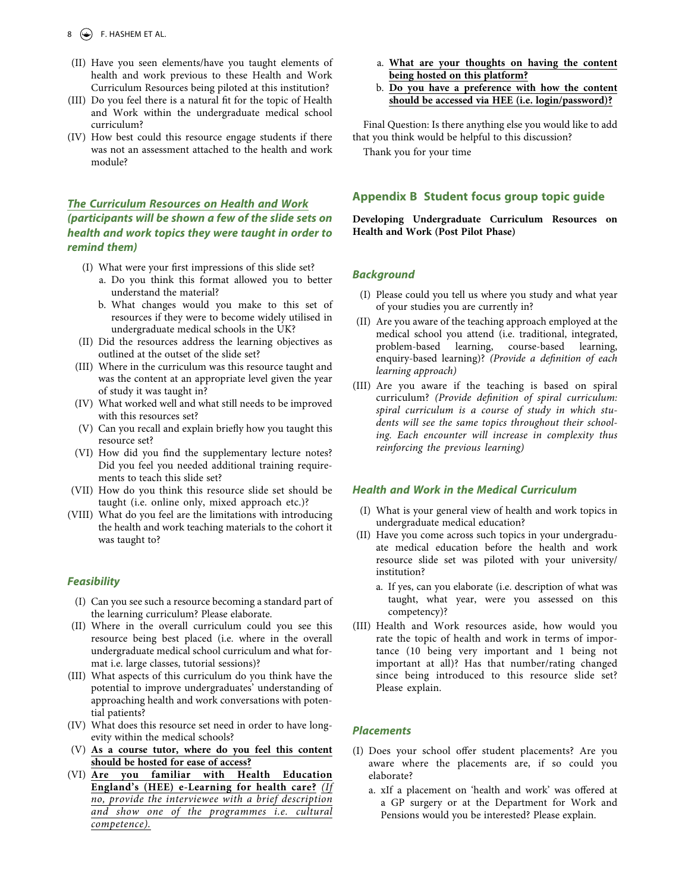(II) Have you seen elements/have you taught elements of health and work previous to these Health and Work Curriculum Resources being piloted at this institution?

(III) Do you feel there is a natural fit for the topic of Health and Work within the undergraduate medical school curriculum?

(IV) How best could this resource engage students if there was not an assessment attached to the health and work module?

### The Curriculum Resources on Health and Work (participants will be shown a few of the slide sets on health and work topics they were taught in order to remind them)

(I) What were your first impressions of this slide set?
   a. Do you think this format allowed you to better understand the material?
   b. What changes would you make to this set of resources if they were to become widely utilised in undergraduate medical schools in the UK?

(II) Did the resources address the learning objectives as outlined at the outset of the slide set?

(III) Where in the curriculum was this resource taught and was the content at an appropriate level given the year of study it was taught in?

(IV) What worked well and what still needs to be improved with this resources set?

(V) Can you recall and explain briefly how you taught this resource set?

(VI) How did you find the supplementary lecture notes? Did you feel you needed additional training requirements to teach this slide set?

(VII) How do you think this resource slide set should be taught (i.e. online only, mixed approach etc.)?

(VIII) What do you feel are the limitations with introducing the health and work teaching materials to the cohort it was taught to?

### Feasibility

(I) Can you see such a resource becoming a standard part of the learning curriculum? Please elaborate.

(II) Where in the overall curriculum could you see this resource being best placed (i.e. where in the overall undergraduate medical school curriculum and what format i.e. large classes, tutorial sessions)?

(III) What aspects of this curriculum do you think have the potential to improve undergraduates' understanding of approaching health and work conversations with potential patients?

(IV) What does this resource set need in order to have longevity within the medical schools?

(V) **As a course tutor, where do you feel this content should be hosted for ease of access?**

(VI) **Are you familiar with Health Education England's (HEE) e-Learning for health care?** *(If no, provide the interviewee with a brief description and show one of the programmes i.e. cultural competence).*
   a. **What are your thoughts on having the content being hosted on this platform?**
   b. **Do you have a preference with how the content should be accessed via HEE (i.e. login/password)?**

Final Question: Is there anything else you would like to add that you think would be helpful to this discussion?

Thank you for your time

## Appendix B Student focus group topic guide

**Developing Undergraduate Curriculum Resources on Health and Work (Post Pilot Phase)**

### Background

(I) Please could you tell us where you study and what year of your studies you are currently in?

(II) Are you aware of the teaching approach employed at the medical school you attend (i.e. traditional, integrated, problem-based learning, course-based learning, enquiry-based learning)? *(Provide a definition of each learning approach)*

(III) Are you aware if the teaching is based on spiral curriculum? *(Provide definition of spiral curriculum: spiral curriculum is a course of study in which students will see the same topics throughout their schooling. Each encounter will increase in complexity thus reinforcing the previous learning)*

### Health and Work in the Medical Curriculum

(I) What is your general view of health and work topics in undergraduate medical education?

(II) Have you come across such topics in your undergraduate medical education before the health and work resource slide set was piloted with your university/institution?
   a. If yes, can you elaborate (i.e. description of what was taught, what year, were you assessed on this competency)?

(III) Health and Work resources aside, how would you rate the topic of health and work in terms of importance (10 being very important and 1 being not important at all)? Has that number/rating changed since being introduced to this resource slide set? Please explain.

### Placements

(I) Does your school offer student placements? Are you aware where the placements are, if so could you elaborate?
   a. xIf a placement on 'health and work' was offered at a GP surgery or at the Department for Work and Pensions would you be interested? Please explain.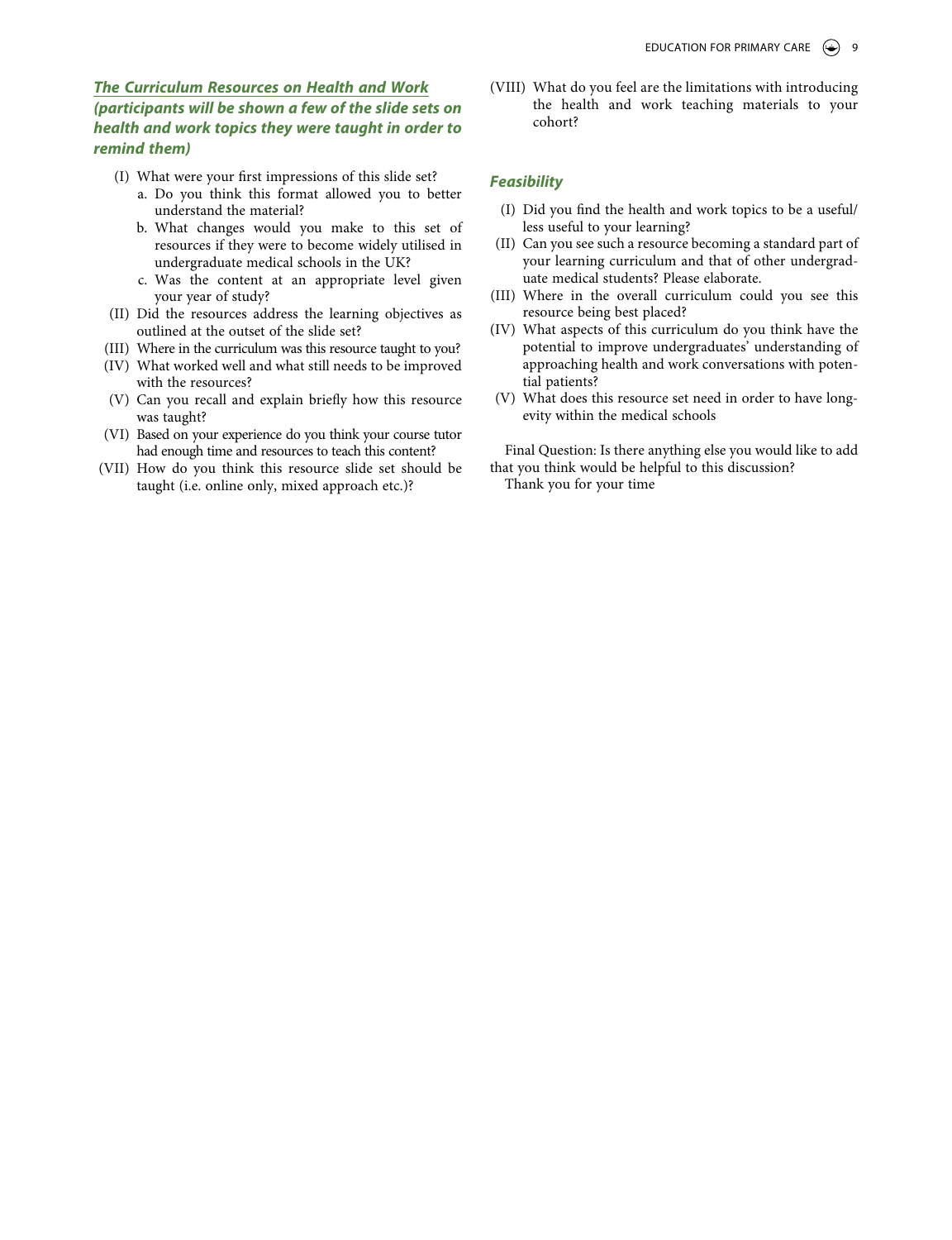### *The Curriculum Resources on Health and Work (participants will be shown a few of the slide sets on health and work topics they were taught in order to remind them)*

(I) What were your first impressions of this slide set?
  a. Do you think this format allowed you to better understand the material?
  b. What changes would you make to this set of resources if they were to become widely utilised in undergraduate medical schools in the UK?
  c. Was the content at an appropriate level given your year of study?

(II) Did the resources address the learning objectives as outlined at the outset of the slide set?

(III) Where in the curriculum was this resource taught to you?

(IV) What worked well and what still needs to be improved with the resources?

(V) Can you recall and explain briefly how this resource was taught?

(VI) Based on your experience do you think your course tutor had enough time and resources to teach this content?

(VII) How do you think this resource slide set should be taught (i.e. online only, mixed approach etc.)?

(VIII) What do you feel are the limitations with introducing the health and work teaching materials to your cohort?

### *Feasibility*

(I) Did you find the health and work topics to be a useful/ less useful to your learning?

(II) Can you see such a resource becoming a standard part of your learning curriculum and that of other undergraduate medical students? Please elaborate.

(III) Where in the overall curriculum could you see this resource being best placed?

(IV) What aspects of this curriculum do you think have the potential to improve undergraduates' understanding of approaching health and work conversations with potential patients?

(V) What does this resource set need in order to have longevity within the medical schools

Final Question: Is there anything else you would like to add that you think would be helpful to this discussion?

Thank you for your time